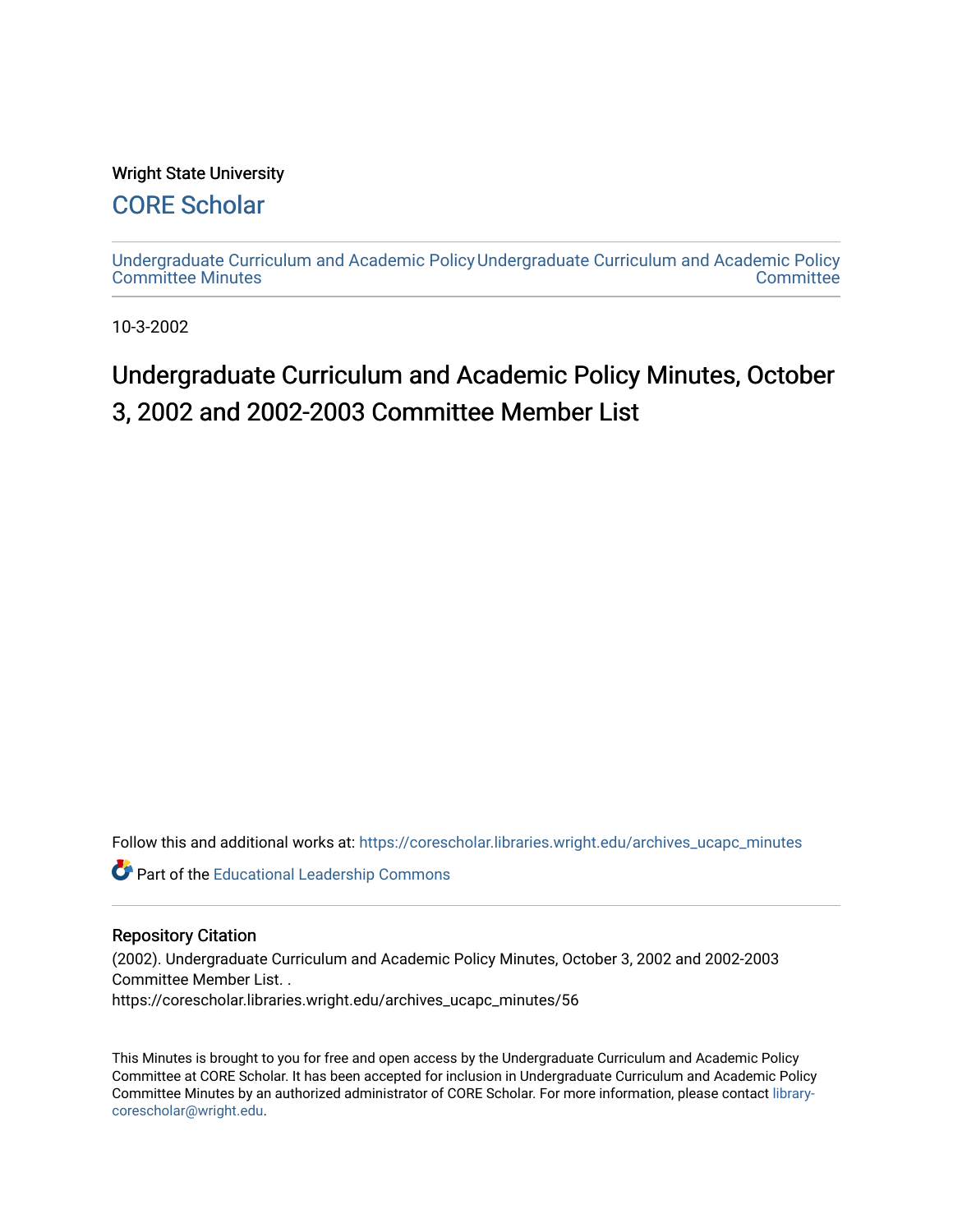Wright State University

# CORE Scholar

Undergraduate Curriculum and Academic Policy Committee Minutes

Undergraduate Curriculum and Academic Policy Committee

10-3-2002

# Undergraduate Curriculum and Academic Policy Minutes, October 3, 2002 and 2002-2003 Committee Member List

Follow this and additional works at: https://corescholar.libraries.wright.edu/archives_ucapc_minutes

Part of the Educational Leadership Commons

## Repository Citation

(2002). Undergraduate Curriculum and Academic Policy Minutes, October 3, 2002 and 2002-2003 Committee Member List. .
https://corescholar.libraries.wright.edu/archives_ucapc_minutes/56

This Minutes is brought to you for free and open access by the Undergraduate Curriculum and Academic Policy Committee at CORE Scholar. It has been accepted for inclusion in Undergraduate Curriculum and Academic Policy Committee Minutes by an authorized administrator of CORE Scholar. For more information, please contact library-corescholar@wright.edu.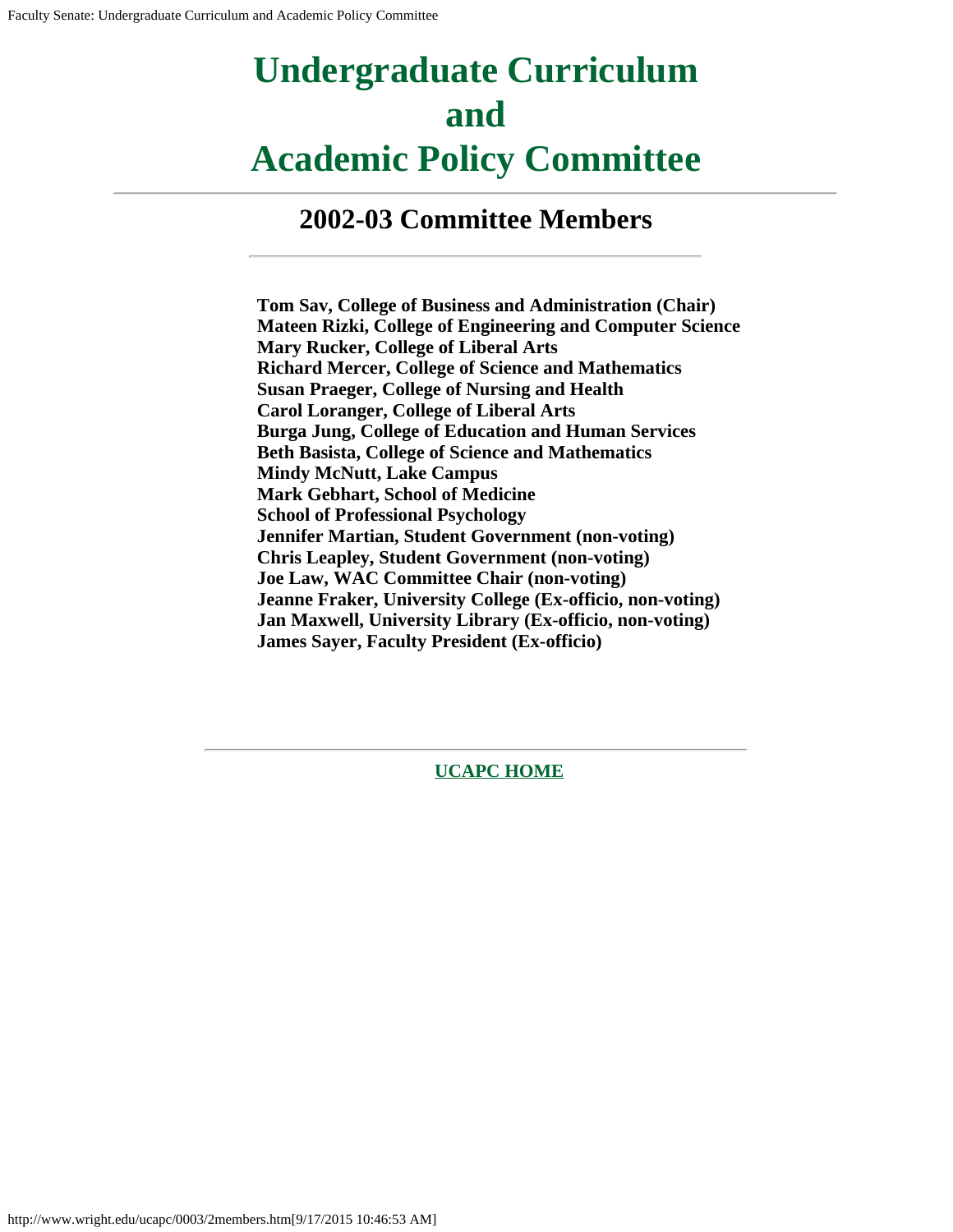# Undergraduate Curriculum and Academic Policy Committee

---

## 2002-03 Committee Members

---

**Tom Sav, College of Business and Administration (Chair)**
**Mateen Rizki, College of Engineering and Computer Science**
**Mary Rucker, College of Liberal Arts**
**Richard Mercer, College of Science and Mathematics**
**Susan Praeger, College of Nursing and Health**
**Carol Loranger, College of Liberal Arts**
**Burga Jung, College of Education and Human Services**
**Beth Basista, College of Science and Mathematics**
**Mindy McNutt, Lake Campus**
**Mark Gebhart, School of Medicine**
**School of Professional Psychology**
**Jennifer Martian, Student Government (non-voting)**
**Chris Leapley, Student Government (non-voting)**
**Joe Law, WAC Committee Chair (non-voting)**
**Jeanne Fraker, University College (Ex-officio, non-voting)**
**Jan Maxwell, University Library (Ex-officio, non-voting)**
**James Sayer, Faculty President (Ex-officio)**

---

**UCAPC HOME**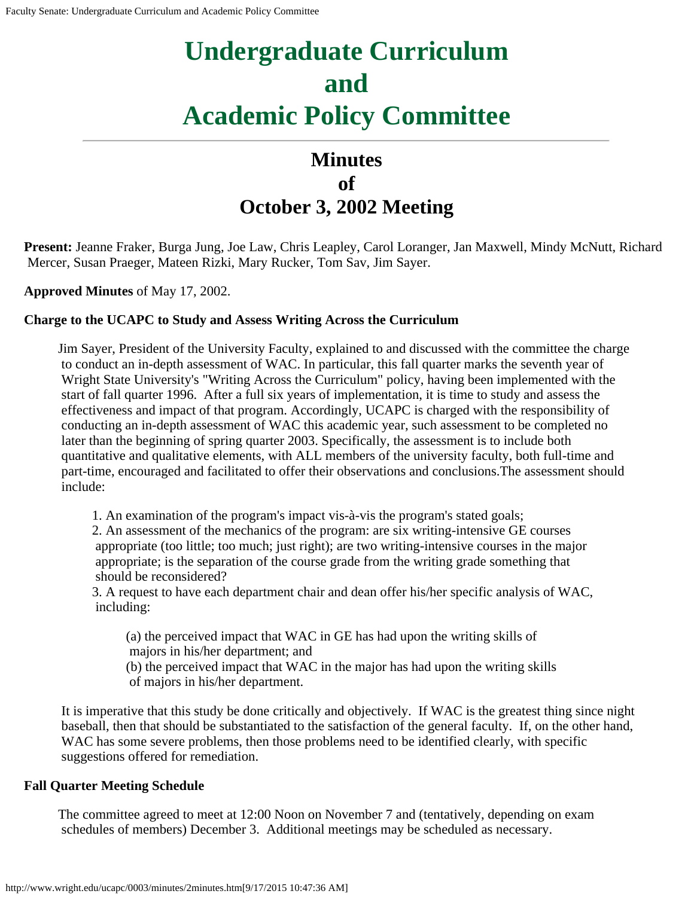# Undergraduate Curriculum and Academic Policy Committee

## Minutes of October 3, 2002 Meeting

**Present:** Jeanne Fraker, Burga Jung, Joe Law, Chris Leapley, Carol Loranger, Jan Maxwell, Mindy McNutt, Richard Mercer, Susan Praeger, Mateen Rizki, Mary Rucker, Tom Sav, Jim Sayer.

**Approved Minutes** of May 17, 2002.

**Charge to the UCAPC to Study and Assess Writing Across the Curriculum**

Jim Sayer, President of the University Faculty, explained to and discussed with the committee the charge to conduct an in-depth assessment of WAC. In particular, this fall quarter marks the seventh year of Wright State University's "Writing Across the Curriculum" policy, having been implemented with the start of fall quarter 1996. After a full six years of implementation, it is time to study and assess the effectiveness and impact of that program. Accordingly, UCAPC is charged with the responsibility of conducting an in-depth assessment of WAC this academic year, such assessment to be completed no later than the beginning of spring quarter 2003. Specifically, the assessment is to include both quantitative and qualitative elements, with ALL members of the university faculty, both full-time and part-time, encouraged and facilitated to offer their observations and conclusions.The assessment should include:

1. An examination of the program's impact vis-à-vis the program's stated goals;
2. An assessment of the mechanics of the program: are six writing-intensive GE courses appropriate (too little; too much; just right); are two writing-intensive courses in the major appropriate; is the separation of the course grade from the writing grade something that should be reconsidered?
3. A request to have each department chair and dean offer his/her specific analysis of WAC, including:

    (a) the perceived impact that WAC in GE has had upon the writing skills of majors in his/her department; and
    (b) the perceived impact that WAC in the major has had upon the writing skills of majors in his/her department.

It is imperative that this study be done critically and objectively. If WAC is the greatest thing since night baseball, then that should be substantiated to the satisfaction of the general faculty. If, on the other hand, WAC has some severe problems, then those problems need to be identified clearly, with specific suggestions offered for remediation.

**Fall Quarter Meeting Schedule**

The committee agreed to meet at 12:00 Noon on November 7 and (tentatively, depending on exam schedules of members) December 3. Additional meetings may be scheduled as necessary.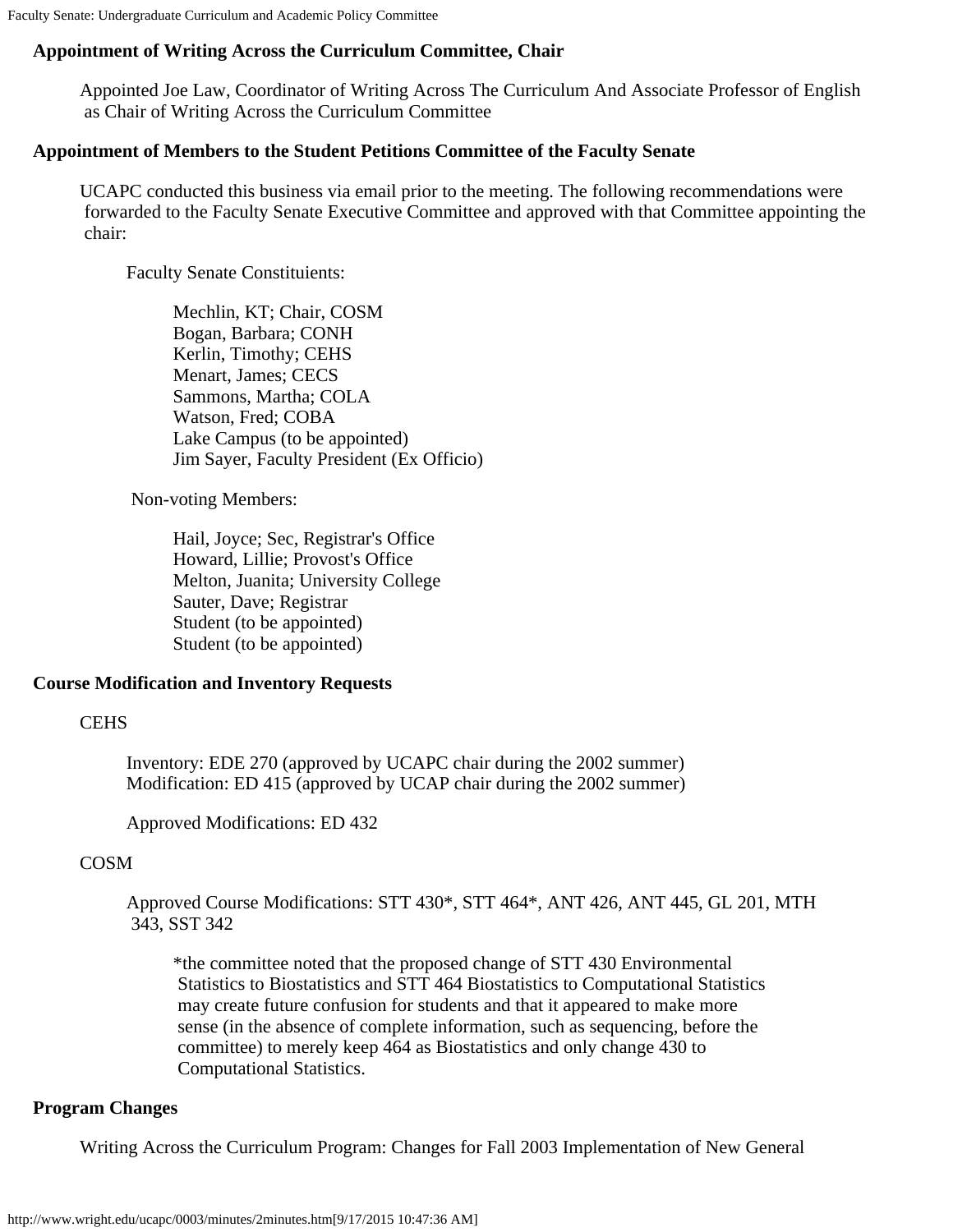**Appointment of Writing Across the Curriculum Committee, Chair**

Appointed Joe Law, Coordinator of Writing Across The Curriculum And Associate Professor of English as Chair of Writing Across the Curriculum Committee

**Appointment of Members to the Student Petitions Committee of the Faculty Senate**

UCAPC conducted this business via email prior to the meeting. The following recommendations were forwarded to the Faculty Senate Executive Committee and approved with that Committee appointing the chair:

Faculty Senate Constituients:

Mechlin, KT; Chair, COSM
Bogan, Barbara; CONH
Kerlin, Timothy; CEHS
Menart, James; CECS
Sammons, Martha; COLA
Watson, Fred; COBA
Lake Campus (to be appointed)
Jim Sayer, Faculty President (Ex Officio)

Non-voting Members:

Hail, Joyce; Sec, Registrar's Office
Howard, Lillie; Provost's Office
Melton, Juanita; University College
Sauter, Dave; Registrar
Student (to be appointed)
Student (to be appointed)

**Course Modification and Inventory Requests**

CEHS

Inventory: EDE 270 (approved by UCAPC chair during the 2002 summer)
Modification: ED 415 (approved by UCAP chair during the 2002 summer)

Approved Modifications: ED 432

COSM

Approved Course Modifications: STT 430*, STT 464*, ANT 426, ANT 445, GL 201, MTH 343, SST 342

*the committee noted that the proposed change of STT 430 Environmental Statistics to Biostatistics and STT 464 Biostatistics to Computational Statistics may create future confusion for students and that it appeared to make more sense (in the absence of complete information, such as sequencing, before the committee) to merely keep 464 as Biostatistics and only change 430 to Computational Statistics.

**Program Changes**

Writing Across the Curriculum Program: Changes for Fall 2003 Implementation of New General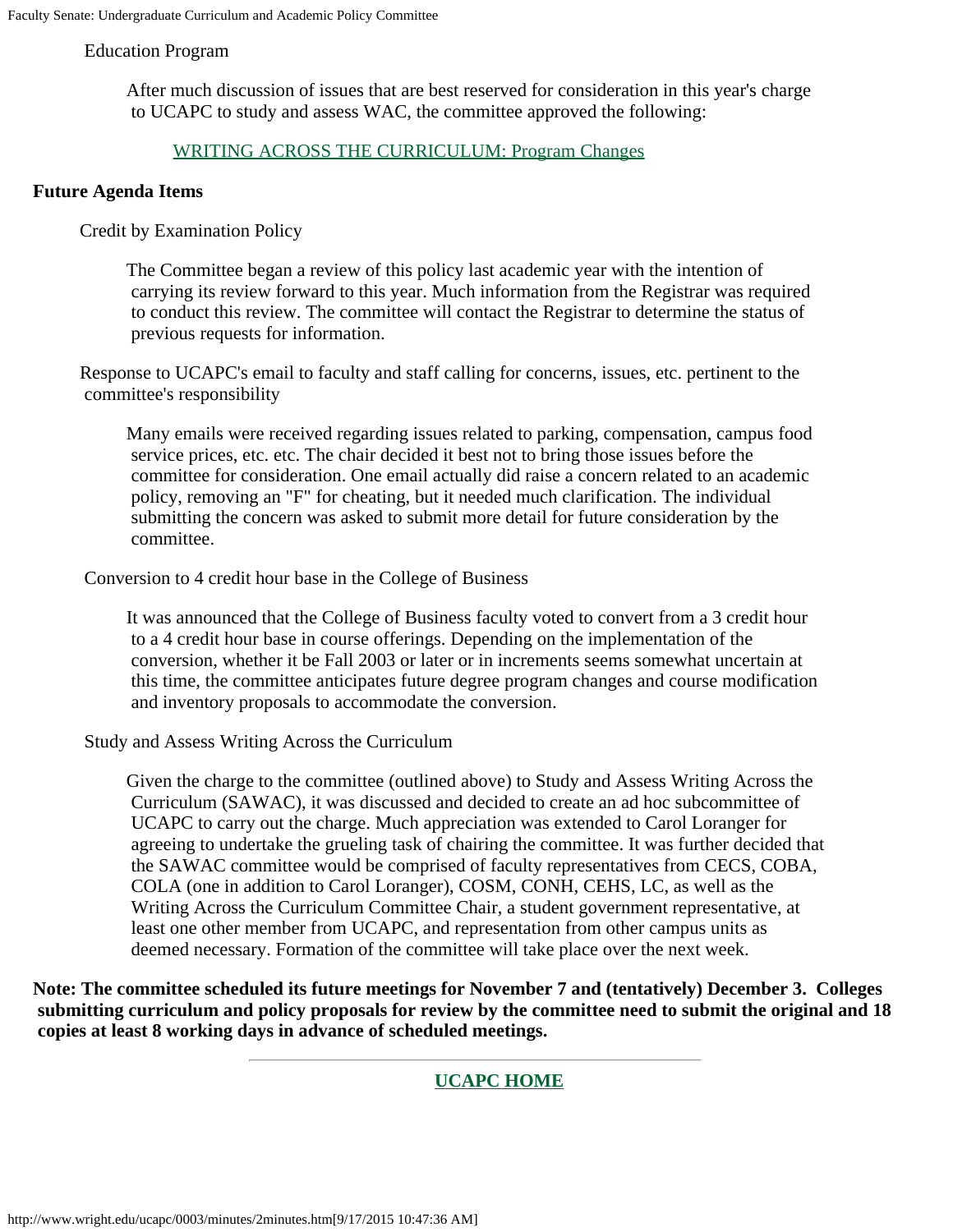Education Program

After much discussion of issues that are best reserved for consideration in this year's charge to UCAPC to study and assess WAC, the committee approved the following:

WRITING ACROSS THE CURRICULUM: Program Changes

**Future Agenda Items**

Credit by Examination Policy

The Committee began a review of this policy last academic year with the intention of carrying its review forward to this year. Much information from the Registrar was required to conduct this review. The committee will contact the Registrar to determine the status of previous requests for information.

Response to UCAPC's email to faculty and staff calling for concerns, issues, etc. pertinent to the committee's responsibility

Many emails were received regarding issues related to parking, compensation, campus food service prices, etc. etc. The chair decided it best not to bring those issues before the committee for consideration. One email actually did raise a concern related to an academic policy, removing an "F" for cheating, but it needed much clarification. The individual submitting the concern was asked to submit more detail for future consideration by the committee.

Conversion to 4 credit hour base in the College of Business

It was announced that the College of Business faculty voted to convert from a 3 credit hour to a 4 credit hour base in course offerings. Depending on the implementation of the conversion, whether it be Fall 2003 or later or in increments seems somewhat uncertain at this time, the committee anticipates future degree program changes and course modification and inventory proposals to accommodate the conversion.

Study and Assess Writing Across the Curriculum

Given the charge to the committee (outlined above) to Study and Assess Writing Across the Curriculum (SAWAC), it was discussed and decided to create an ad hoc subcommittee of UCAPC to carry out the charge. Much appreciation was extended to Carol Loranger for agreeing to undertake the grueling task of chairing the committee. It was further decided that the SAWAC committee would be comprised of faculty representatives from CECS, COBA, COLA (one in addition to Carol Loranger), COSM, CONH, CEHS, LC, as well as the Writing Across the Curriculum Committee Chair, a student government representative, at least one other member from UCAPC, and representation from other campus units as deemed necessary. Formation of the committee will take place over the next week.

**Note: The committee scheduled its future meetings for November 7 and (tentatively) December 3. Colleges submitting curriculum and policy proposals for review by the committee need to submit the original and 18 copies at least 8 working days in advance of scheduled meetings.**

---

**UCAPC HOME**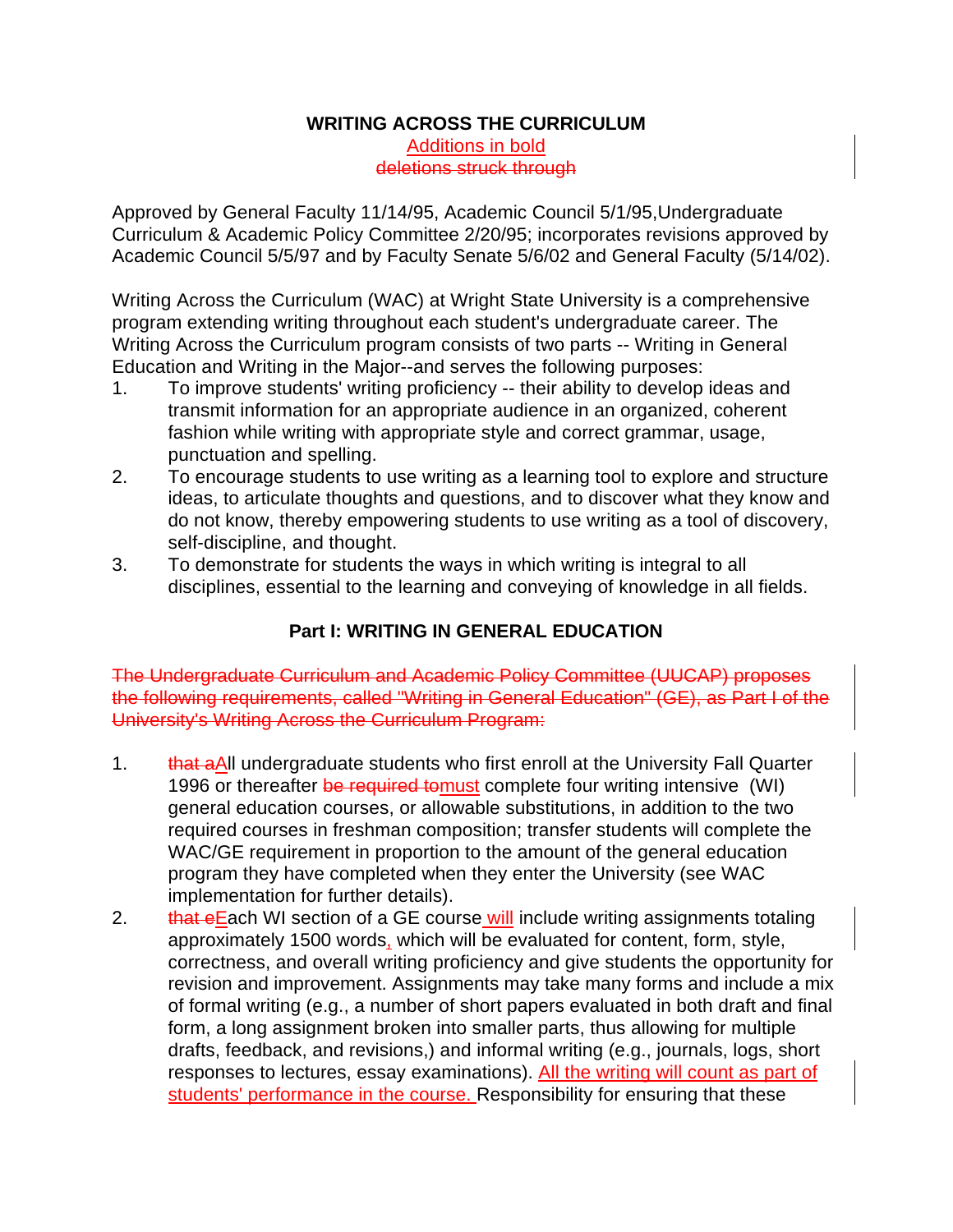**WRITING ACROSS THE CURRICULUM**

Additions in bold

~~deletions struck through~~

Approved by General Faculty 11/14/95, Academic Council 5/1/95,Undergraduate Curriculum & Academic Policy Committee 2/20/95; incorporates revisions approved by Academic Council 5/5/97 and by Faculty Senate 5/6/02 and General Faculty (5/14/02).

Writing Across the Curriculum (WAC) at Wright State University is a comprehensive program extending writing throughout each student's undergraduate career. The Writing Across the Curriculum program consists of two parts -- Writing in General Education and Writing in the Major--and serves the following purposes:

1. To improve students' writing proficiency -- their ability to develop ideas and transmit information for an appropriate audience in an organized, coherent fashion while writing with appropriate style and correct grammar, usage, punctuation and spelling.
2. To encourage students to use writing as a learning tool to explore and structure ideas, to articulate thoughts and questions, and to discover what they know and do not know, thereby empowering students to use writing as a tool of discovery, self-discipline, and thought.
3. To demonstrate for students the ways in which writing is integral to all disciplines, essential to the learning and conveying of knowledge in all fields.

## Part I: WRITING IN GENERAL EDUCATION

~~The Undergraduate Curriculum and Academic Policy Committee (UUCAP) proposes the following requirements, called "Writing in General Education" (GE), as Part I of the University's Writing Across the Curriculum Program:~~

1. ~~that a~~All undergraduate students who first enroll at the University Fall Quarter 1996 or thereafter ~~be required to~~must complete four writing intensive (WI) general education courses, or allowable substitutions, in addition to the two required courses in freshman composition; transfer students will complete the WAC/GE requirement in proportion to the amount of the general education program they have completed when they enter the University (see WAC implementation for further details).
2. ~~that e~~Each WI section of a GE course will include writing assignments totaling approximately 1500 words, which will be evaluated for content, form, style, correctness, and overall writing proficiency and give students the opportunity for revision and improvement. Assignments may take many forms and include a mix of formal writing (e.g., a number of short papers evaluated in both draft and final form, a long assignment broken into smaller parts, thus allowing for multiple drafts, feedback, and revisions,) and informal writing (e.g., journals, logs, short responses to lectures, essay examinations). All the writing will count as part of students' performance in the course. Responsibility for ensuring that these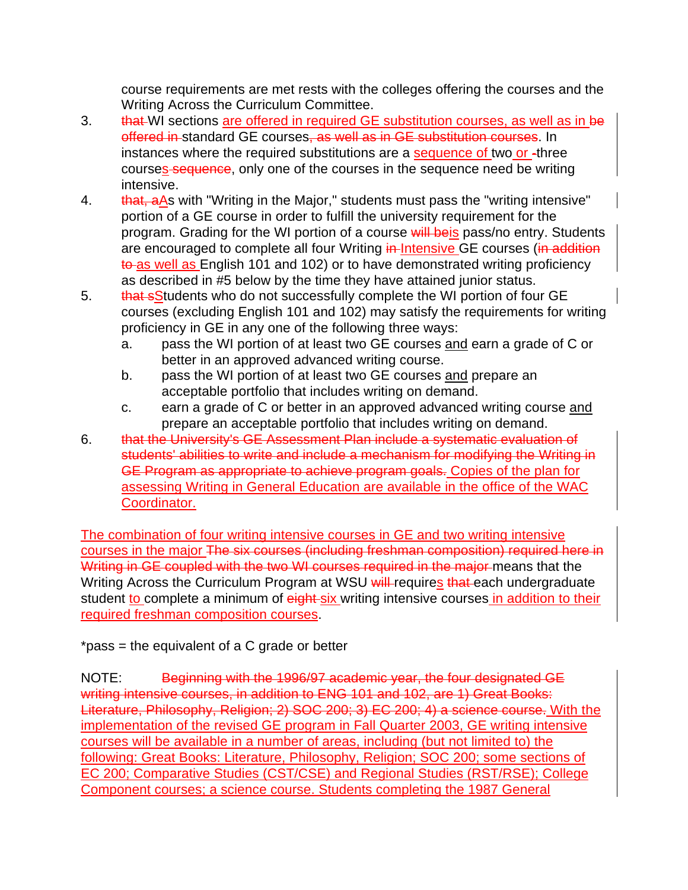course requirements are met rests with the colleges offering the courses and the Writing Across the Curriculum Committee.

3. ~~that~~ WI sections are offered in required GE substitution courses, as well as in ~~be offered in~~ standard GE courses~~, as well as in GE substitution courses~~. In instances where the required substitutions are a sequence of two or ~~-~~three courses~~ sequence~~, only one of the courses in the sequence need be writing intensive.

4. ~~that, a~~As with "Writing in the Major," students must pass the "writing intensive" portion of a GE course in order to fulfill the university requirement for the program. Grading for the WI portion of a course ~~will be~~is pass/no entry. Students are encouraged to complete all four Writing ~~in~~ Intensive GE courses (~~in addition to~~ as well as English 101 and 102) or to have demonstrated writing proficiency as described in #5 below by the time they have attained junior status.

5. ~~that s~~Students who do not successfully complete the WI portion of four GE courses (excluding English 101 and 102) may satisfy the requirements for writing proficiency in GE in any one of the following three ways:
   a. pass the WI portion of at least two GE courses and earn a grade of C or better in an approved advanced writing course.
   b. pass the WI portion of at least two GE courses and prepare an acceptable portfolio that includes writing on demand.
   c. earn a grade of C or better in an approved advanced writing course and prepare an acceptable portfolio that includes writing on demand.

6. ~~that the University's GE Assessment Plan include a systematic evaluation of students' abilities to write and include a mechanism for modifying the Writing in GE Program as appropriate to achieve program goals.~~ Copies of the plan for assessing Writing in General Education are available in the office of the WAC Coordinator.

The combination of four writing intensive courses in GE and two writing intensive courses in the major ~~The six courses (including freshman composition) required here in Writing in GE coupled with the two WI courses required in the major~~ means that the Writing Across the Curriculum Program at WSU ~~will~~ requires ~~that~~ each undergraduate student to complete a minimum of ~~eight~~ six writing intensive courses in addition to their required freshman composition courses.

*pass = the equivalent of a C grade or better

NOTE: ~~Beginning with the 1996/97 academic year, the four designated GE writing intensive courses, in addition to ENG 101 and 102, are 1) Great Books: Literature, Philosophy, Religion; 2) SOC 200; 3) EC 200; 4) a science course.~~ With the implementation of the revised GE program in Fall Quarter 2003, GE writing intensive courses will be available in a number of areas, including (but not limited to) the following: Great Books: Literature, Philosophy, Religion; SOC 200; some sections of EC 200; Comparative Studies (CST/CSE) and Regional Studies (RST/RSE); College Component courses; a science course. Students completing the 1987 General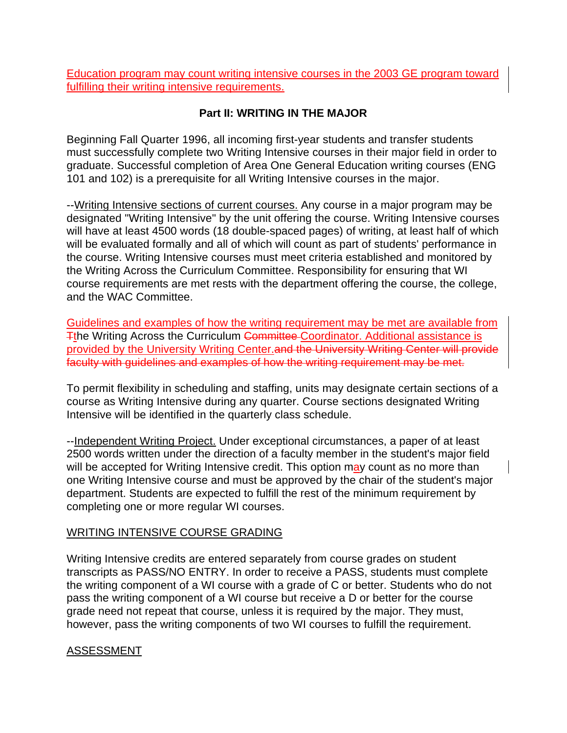Education program may count writing intensive courses in the 2003 GE program toward fulfilling their writing intensive requirements.

## Part II: WRITING IN THE MAJOR

Beginning Fall Quarter 1996, all incoming first-year students and transfer students must successfully complete two Writing Intensive courses in their major field in order to graduate. Successful completion of Area One General Education writing courses (ENG 101 and 102) is a prerequisite for all Writing Intensive courses in the major.

--Writing Intensive sections of current courses. Any course in a major program may be designated "Writing Intensive" by the unit offering the course. Writing Intensive courses will have at least 4500 words (18 double-spaced pages) of writing, at least half of which will be evaluated formally and all of which will count as part of students' performance in the course. Writing Intensive courses must meet criteria established and monitored by the Writing Across the Curriculum Committee. Responsibility for ensuring that WI course requirements are met rests with the department offering the course, the college, and the WAC Committee.

Guidelines and examples of how the writing requirement may be met are available from ~~T~~the Writing Across the Curriculum ~~Committee~~ Coordinator. Additional assistance is provided by the University Writing Center.~~and the University Writing Center will provide faculty with guidelines and examples of how the writing requirement may be met.~~

To permit flexibility in scheduling and staffing, units may designate certain sections of a course as Writing Intensive during any quarter. Course sections designated Writing Intensive will be identified in the quarterly class schedule.

--Independent Writing Project. Under exceptional circumstances, a paper of at least 2500 words written under the direction of a faculty member in the student's major field will be accepted for Writing Intensive credit. This option may count as no more than one Writing Intensive course and must be approved by the chair of the student's major department. Students are expected to fulfill the rest of the minimum requirement by completing one or more regular WI courses.

### WRITING INTENSIVE COURSE GRADING

Writing Intensive credits are entered separately from course grades on student transcripts as PASS/NO ENTRY. In order to receive a PASS, students must complete the writing component of a WI course with a grade of C or better. Students who do not pass the writing component of a WI course but receive a D or better for the course grade need not repeat that course, unless it is required by the major. They must, however, pass the writing components of two WI courses to fulfill the requirement.

### ASSESSMENT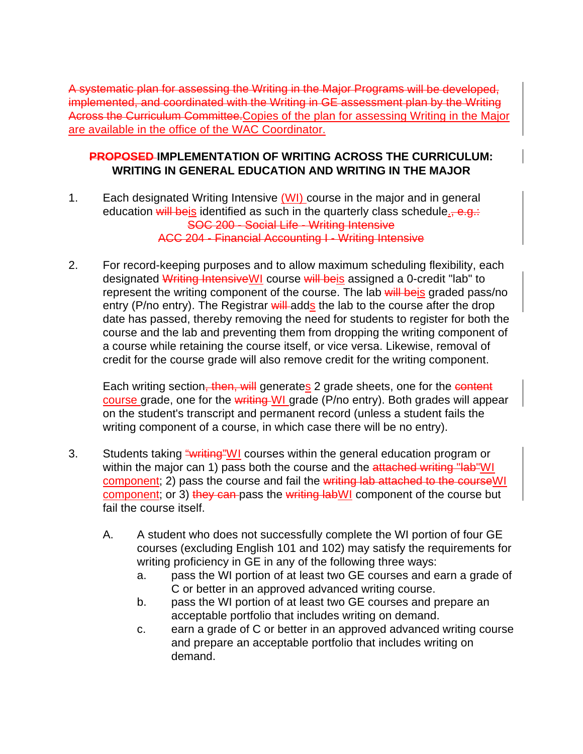~~A systematic plan for assessing the Writing in the Major Programs will be developed, implemented, and coordinated with the Writing in GE assessment plan by the Writing Across the Curriculum Committee.~~Copies of the plan for assessing Writing in the Major are available in the office of the WAC Coordinator.

## ~~PROPOSED~~ IMPLEMENTATION OF WRITING ACROSS THE CURRICULUM: WRITING IN GENERAL EDUCATION AND WRITING IN THE MAJOR

1. Each designated Writing Intensive (WI) course in the major and in general education ~~will be~~is identified as such in the quarterly class schedule.~~, e.g.:~~

   ~~SOC 200 - Social Life - Writing Intensive~~

   ~~ACC 204 - Financial Accounting I - Writing Intensive~~

2. For record-keeping purposes and to allow maximum scheduling flexibility, each designated ~~Writing Intensive~~WI course ~~will be~~is assigned a 0-credit "lab" to represent the writing component of the course. The lab ~~will be~~is graded pass/no entry (P/no entry). The Registrar ~~will~~ adds the lab to the course after the drop date has passed, thereby removing the need for students to register for both the course and the lab and preventing them from dropping the writing component of a course while retaining the course itself, or vice versa. Likewise, removal of credit for the course grade will also remove credit for the writing component.

   Each writing section~~, then, will~~ generates 2 grade sheets, one for the ~~content~~ course grade, one for the ~~writing~~ WI grade (P/no entry). Both grades will appear on the student's transcript and permanent record (unless a student fails the writing component of a course, in which case there will be no entry).

3. Students taking ~~"writing"~~WI courses within the general education program or within the major can 1) pass both the course and the ~~attached writing "lab"~~WI component; 2) pass the course and fail the ~~writing lab attached to the course~~WI component; or 3) ~~they can~~ pass the ~~writing lab~~WI component of the course but fail the course itself.

   A. A student who does not successfully complete the WI portion of four GE courses (excluding English 101 and 102) may satisfy the requirements for writing proficiency in GE in any of the following three ways:

      a. pass the WI portion of at least two GE courses and earn a grade of C or better in an approved advanced writing course.

      b. pass the WI portion of at least two GE courses and prepare an acceptable portfolio that includes writing on demand.

      c. earn a grade of C or better in an approved advanced writing course and prepare an acceptable portfolio that includes writing on demand.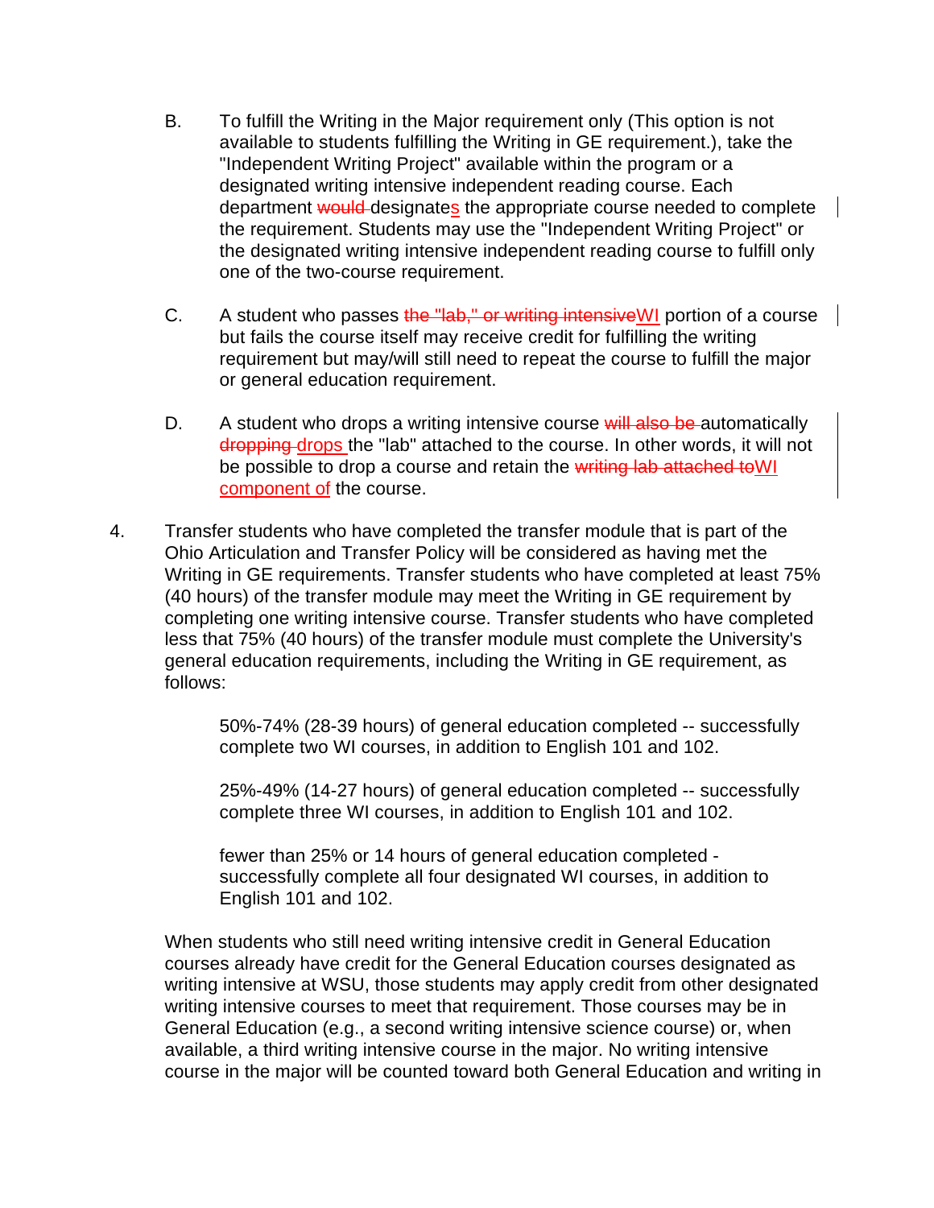B. To fulfill the Writing in the Major requirement only (This option is not available to students fulfilling the Writing in GE requirement.), take the "Independent Writing Project" available within the program or a designated writing intensive independent reading course. Each department ~~would~~ designates the appropriate course needed to complete the requirement. Students may use the "Independent Writing Project" or the designated writing intensive independent reading course to fulfill only one of the two-course requirement.

C. A student who passes ~~the "lab," or writing intensive~~WI portion of a course but fails the course itself may receive credit for fulfilling the writing requirement but may/will still need to repeat the course to fulfill the major or general education requirement.

D. A student who drops a writing intensive course ~~will also be~~ automatically ~~dropping~~ drops the "lab" attached to the course. In other words, it will not be possible to drop a course and retain the ~~writing lab attached to~~WI component of the course.

4. Transfer students who have completed the transfer module that is part of the Ohio Articulation and Transfer Policy will be considered as having met the Writing in GE requirements. Transfer students who have completed at least 75% (40 hours) of the transfer module may meet the Writing in GE requirement by completing one writing intensive course. Transfer students who have completed less that 75% (40 hours) of the transfer module must complete the University's general education requirements, including the Writing in GE requirement, as follows:

   50%-74% (28-39 hours) of general education completed -- successfully complete two WI courses, in addition to English 101 and 102.

   25%-49% (14-27 hours) of general education completed -- successfully complete three WI courses, in addition to English 101 and 102.

   fewer than 25% or 14 hours of general education completed - successfully complete all four designated WI courses, in addition to English 101 and 102.

   When students who still need writing intensive credit in General Education courses already have credit for the General Education courses designated as writing intensive at WSU, those students may apply credit from other designated writing intensive courses to meet that requirement. Those courses may be in General Education (e.g., a second writing intensive science course) or, when available, a third writing intensive course in the major. No writing intensive course in the major will be counted toward both General Education and writing in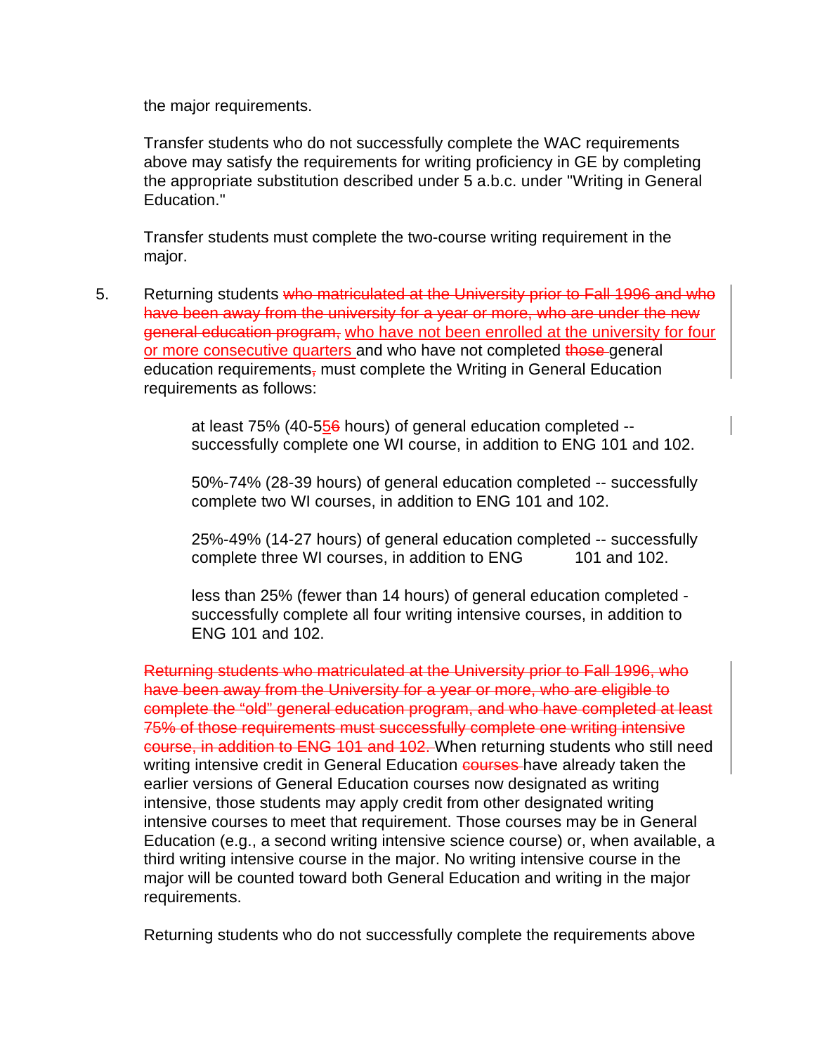the major requirements.

Transfer students who do not successfully complete the WAC requirements above may satisfy the requirements for writing proficiency in GE by completing the appropriate substitution described under 5 a.b.c. under "Writing in General Education."

Transfer students must complete the two-course writing requirement in the major.

5. Returning students ~~who matriculated at the University prior to Fall 1996 and who have been away from the university for a year or more, who are under the new general education program,~~ <u>who have not been enrolled at the university for four or more consecutive quarters</u> and who have not completed ~~those~~ general education requirements~~,~~ must complete the Writing in General Education requirements as follows:

   at least 75% (40-5<u>5</u>~~6~~ hours) of general education completed -- successfully complete one WI course, in addition to ENG 101 and 102.

   50%-74% (28-39 hours) of general education completed -- successfully complete two WI courses, in addition to ENG 101 and 102.

   25%-49% (14-27 hours) of general education completed -- successfully complete three WI courses, in addition to ENG 101 and 102.

   less than 25% (fewer than 14 hours) of general education completed - successfully complete all four writing intensive courses, in addition to ENG 101 and 102.

   ~~Returning students who matriculated at the University prior to Fall 1996, who have been away from the University for a year or more, who are eligible to complete the "old" general education program, and who have completed at least 75% of those requirements must successfully complete one writing intensive course, in addition to ENG 101 and 102.~~ When returning students who still need writing intensive credit in General Education ~~courses~~ have already taken the earlier versions of General Education courses now designated as writing intensive, those students may apply credit from other designated writing intensive courses to meet that requirement. Those courses may be in General Education (e.g., a second writing intensive science course) or, when available, a third writing intensive course in the major. No writing intensive course in the major will be counted toward both General Education and writing in the major requirements.

   Returning students who do not successfully complete the requirements above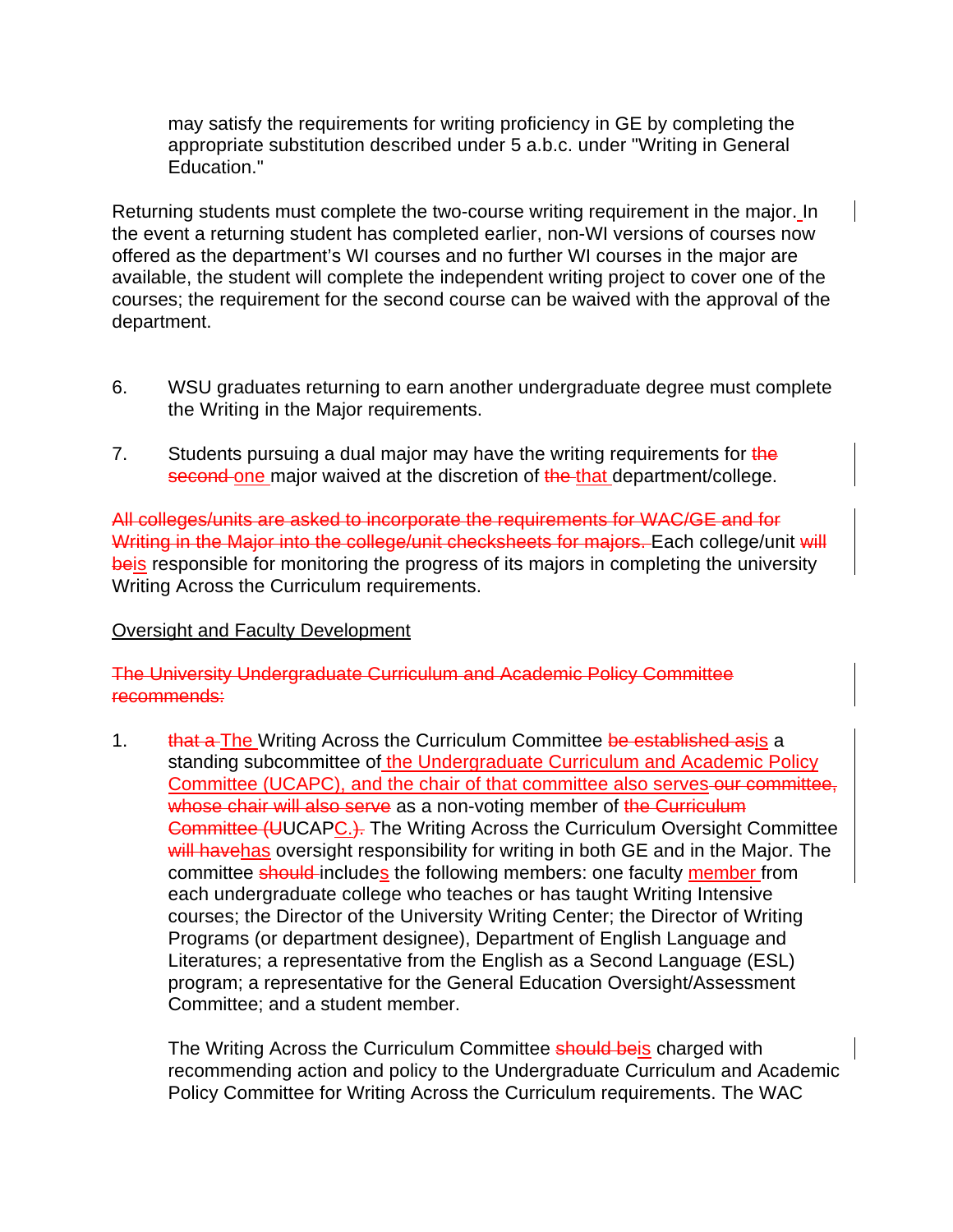may satisfy the requirements for writing proficiency in GE by completing the appropriate substitution described under 5 a.b.c. under "Writing in General Education."

Returning students must complete the two-course writing requirement in the major. In the event a returning student has completed earlier, non-WI versions of courses now offered as the department's WI courses and no further WI courses in the major are available, the student will complete the independent writing project to cover one of the courses; the requirement for the second course can be waived with the approval of the department.

6. WSU graduates returning to earn another undergraduate degree must complete the Writing in the Major requirements.

7. Students pursuing a dual major may have the writing requirements for ~~the second~~ one major waived at the discretion of ~~the~~ that department/college.

~~All colleges/units are asked to incorporate the requirements for WAC/GE and for Writing in the Major into the college/unit checksheets for majors.~~ Each college/unit ~~will be~~is responsible for monitoring the progress of its majors in completing the university Writing Across the Curriculum requirements.

## Oversight and Faculty Development

~~The University Undergraduate Curriculum and Academic Policy Committee recommends:~~

1. ~~that a~~ The Writing Across the Curriculum Committee ~~be established as~~is a standing subcommittee of the Undergraduate Curriculum and Academic Policy Committee (UCAPC), and the chair of that committee also serves ~~our committee, whose chair will also serve~~ as a non-voting member of ~~the Curriculum Committee (U~~UCAPC.~~)~~. The Writing Across the Curriculum Oversight Committee ~~will have~~has oversight responsibility for writing in both GE and in the Major. The committee ~~should~~ includes the following members: one faculty member from each undergraduate college who teaches or has taught Writing Intensive courses; the Director of the University Writing Center; the Director of Writing Programs (or department designee), Department of English Language and Literatures; a representative from the English as a Second Language (ESL) program; a representative for the General Education Oversight/Assessment Committee; and a student member.

   The Writing Across the Curriculum Committee ~~should be~~is charged with recommending action and policy to the Undergraduate Curriculum and Academic Policy Committee for Writing Across the Curriculum requirements. The WAC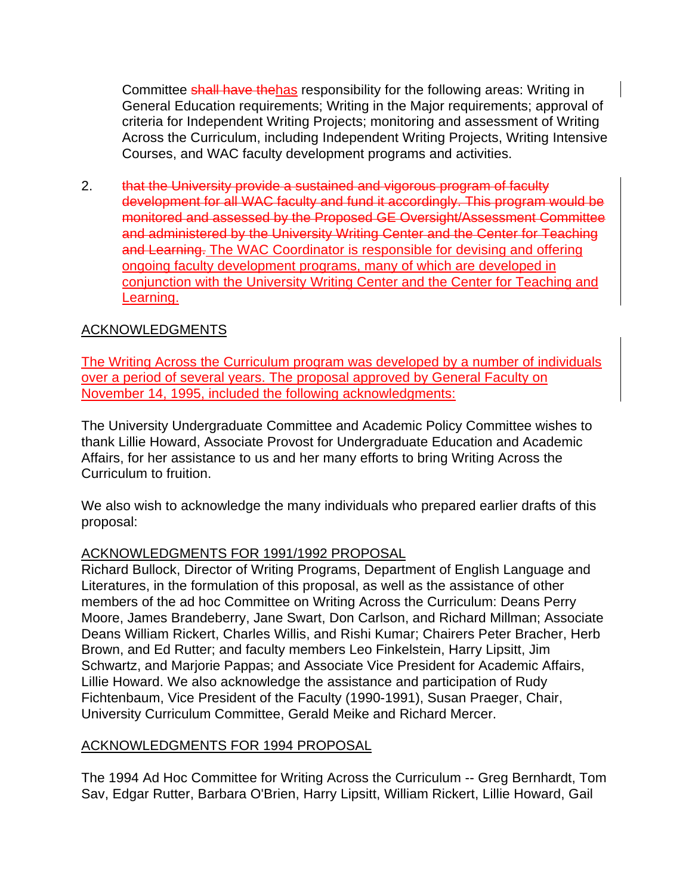Committee ~~shall have the~~has responsibility for the following areas: Writing in General Education requirements; Writing in the Major requirements; approval of criteria for Independent Writing Projects; monitoring and assessment of Writing Across the Curriculum, including Independent Writing Projects, Writing Intensive Courses, and WAC faculty development programs and activities.

2. ~~that the University provide a sustained and vigorous program of faculty development for all WAC faculty and fund it accordingly. This program would be monitored and assessed by the Proposed GE Oversight/Assessment Committee and administered by the University Writing Center and the Center for Teaching and Learning.~~ The WAC Coordinator is responsible for devising and offering ongoing faculty development programs, many of which are developed in conjunction with the University Writing Center and the Center for Teaching and Learning.

ACKNOWLEDGMENTS

The Writing Across the Curriculum program was developed by a number of individuals over a period of several years. The proposal approved by General Faculty on November 14, 1995, included the following acknowledgments:

The University Undergraduate Committee and Academic Policy Committee wishes to thank Lillie Howard, Associate Provost for Undergraduate Education and Academic Affairs, for her assistance to us and her many efforts to bring Writing Across the Curriculum to fruition.

We also wish to acknowledge the many individuals who prepared earlier drafts of this proposal:

ACKNOWLEDGMENTS FOR 1991/1992 PROPOSAL

Richard Bullock, Director of Writing Programs, Department of English Language and Literatures, in the formulation of this proposal, as well as the assistance of other members of the ad hoc Committee on Writing Across the Curriculum: Deans Perry Moore, James Brandeberry, Jane Swart, Don Carlson, and Richard Millman; Associate Deans William Rickert, Charles Willis, and Rishi Kumar; Chairers Peter Bracher, Herb Brown, and Ed Rutter; and faculty members Leo Finkelstein, Harry Lipsitt, Jim Schwartz, and Marjorie Pappas; and Associate Vice President for Academic Affairs, Lillie Howard. We also acknowledge the assistance and participation of Rudy Fichtenbaum, Vice President of the Faculty (1990-1991), Susan Praeger, Chair, University Curriculum Committee, Gerald Meike and Richard Mercer.

ACKNOWLEDGMENTS FOR 1994 PROPOSAL

The 1994 Ad Hoc Committee for Writing Across the Curriculum -- Greg Bernhardt, Tom Sav, Edgar Rutter, Barbara O'Brien, Harry Lipsitt, William Rickert, Lillie Howard, Gail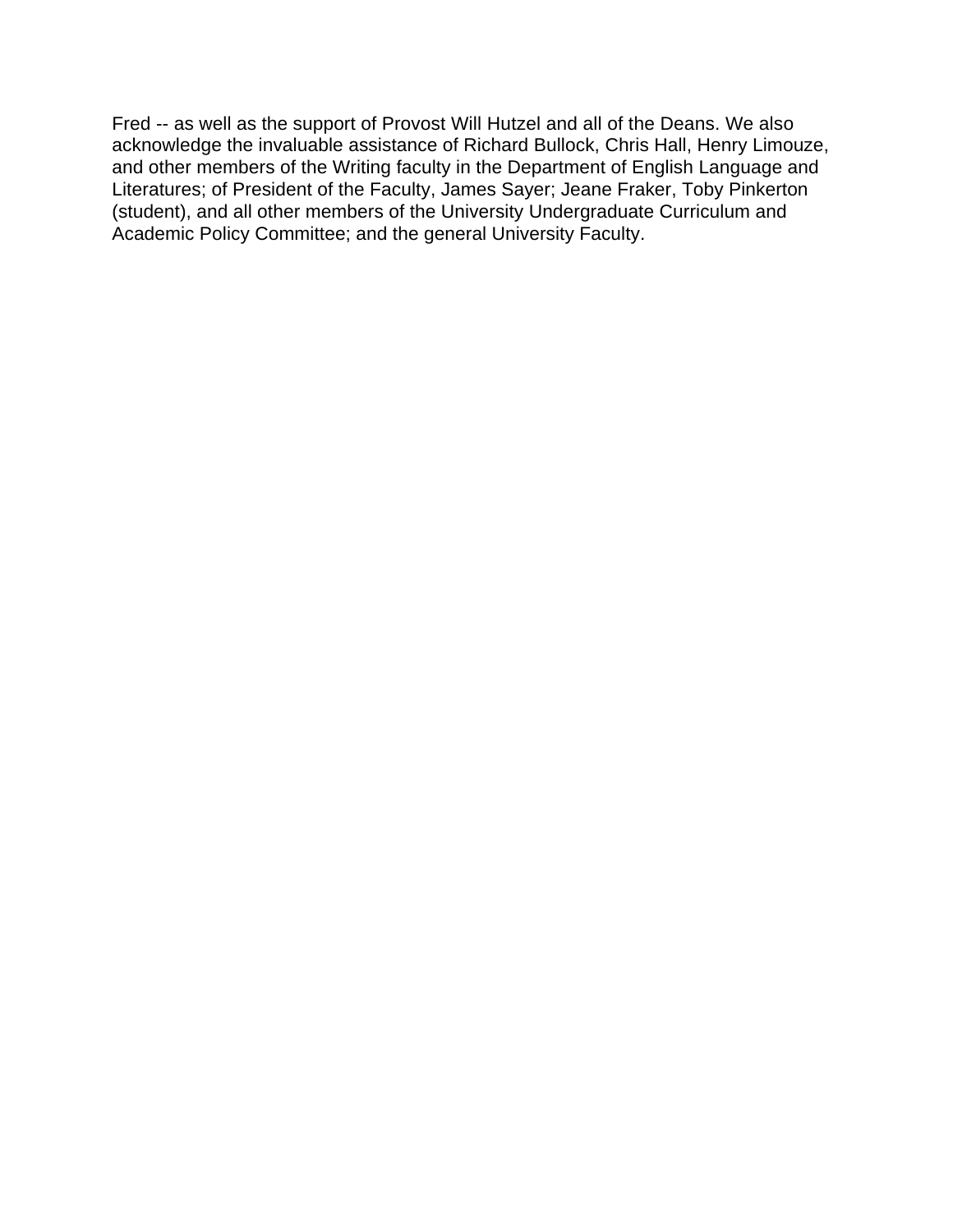Fred -- as well as the support of Provost Will Hutzel and all of the Deans. We also acknowledge the invaluable assistance of Richard Bullock, Chris Hall, Henry Limouze, and other members of the Writing faculty in the Department of English Language and Literatures; of President of the Faculty, James Sayer; Jeane Fraker, Toby Pinkerton (student), and all other members of the University Undergraduate Curriculum and Academic Policy Committee; and the general University Faculty.